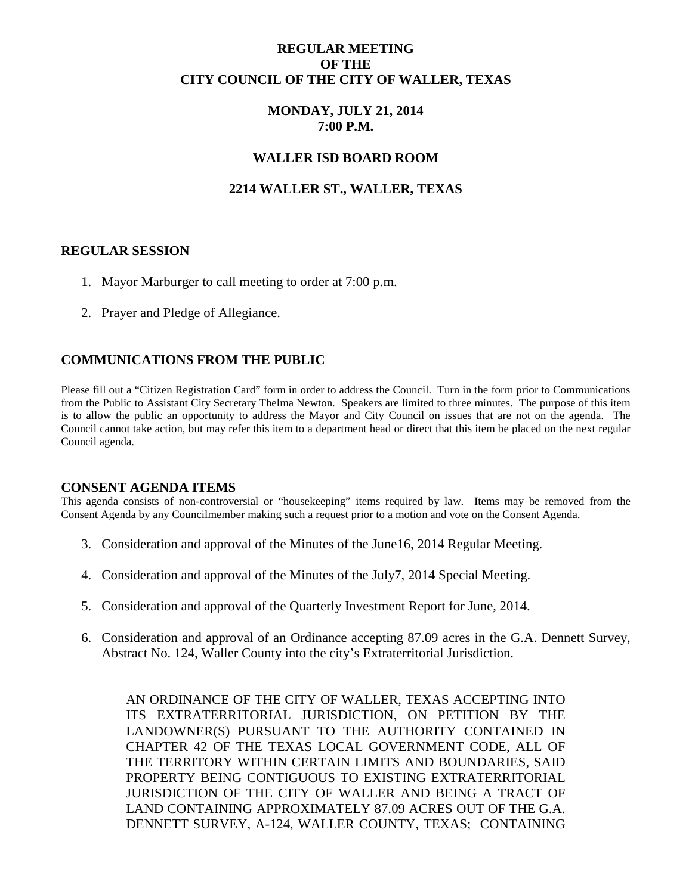# REGULAR MEETING
# OF THE
# CITY COUNCIL OF THE CITY OF WALLER, TEXAS

## MONDAY, JULY 21, 2014
## 7:00 P.M.

## WALLER ISD BOARD ROOM

## 2214 WALLER ST., WALLER, TEXAS

## REGULAR SESSION

1. Mayor Marburger to call meeting to order at 7:00 p.m.

2. Prayer and Pledge of Allegiance.

## COMMUNICATIONS FROM THE PUBLIC

Please fill out a "Citizen Registration Card" form in order to address the Council. Turn in the form prior to Communications from the Public to Assistant City Secretary Thelma Newton. Speakers are limited to three minutes. The purpose of this item is to allow the public an opportunity to address the Mayor and City Council on issues that are not on the agenda. The Council cannot take action, but may refer this item to a department head or direct that this item be placed on the next regular Council agenda.

## CONSENT AGENDA ITEMS

This agenda consists of non-controversial or "housekeeping" items required by law. Items may be removed from the Consent Agenda by any Councilmember making such a request prior to a motion and vote on the Consent Agenda.

3. Consideration and approval of the Minutes of the June16, 2014 Regular Meeting.

4. Consideration and approval of the Minutes of the July7, 2014 Special Meeting.

5. Consideration and approval of the Quarterly Investment Report for June, 2014.

6. Consideration and approval of an Ordinance accepting 87.09 acres in the G.A. Dennett Survey, Abstract No. 124, Waller County into the city's Extraterritorial Jurisdiction.

   AN ORDINANCE OF THE CITY OF WALLER, TEXAS ACCEPTING INTO ITS EXTRATERRITORIAL JURISDICTION, ON PETITION BY THE LANDOWNER(S) PURSUANT TO THE AUTHORITY CONTAINED IN CHAPTER 42 OF THE TEXAS LOCAL GOVERNMENT CODE, ALL OF THE TERRITORY WITHIN CERTAIN LIMITS AND BOUNDARIES, SAID PROPERTY BEING CONTIGUOUS TO EXISTING EXTRATERRITORIAL JURISDICTION OF THE CITY OF WALLER AND BEING A TRACT OF LAND CONTAINING APPROXIMATELY 87.09 ACRES OUT OF THE G.A. DENNETT SURVEY, A-124, WALLER COUNTY, TEXAS; CONTAINING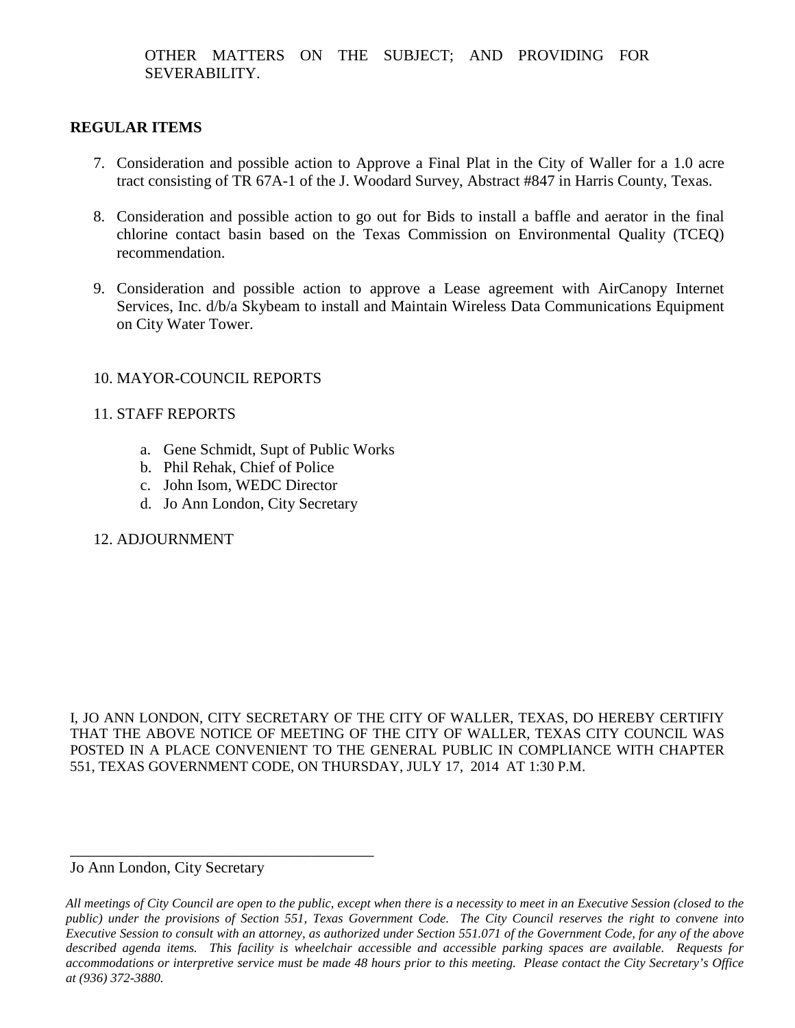OTHER MATTERS ON THE SUBJECT; AND PROVIDING FOR SEVERABILITY.

**REGULAR ITEMS**

7. Consideration and possible action to Approve a Final Plat in the City of Waller for a 1.0 acre tract consisting of TR 67A-1 of the J. Woodard Survey, Abstract #847 in Harris County, Texas.

8. Consideration and possible action to go out for Bids to install a baffle and aerator in the final chlorine contact basin based on the Texas Commission on Environmental Quality (TCEQ) recommendation.

9. Consideration and possible action to approve a Lease agreement with AirCanopy Internet Services, Inc. d/b/a Skybeam to install and Maintain Wireless Data Communications Equipment on City Water Tower.

10. MAYOR-COUNCIL REPORTS

11. STAFF REPORTS

    a. Gene Schmidt, Supt of Public Works
    b. Phil Rehak, Chief of Police
    c. John Isom, WEDC Director
    d. Jo Ann London, City Secretary

12. ADJOURNMENT

I, JO ANN LONDON, CITY SECRETARY OF THE CITY OF WALLER, TEXAS, DO HEREBY CERTIFIY THAT THE ABOVE NOTICE OF MEETING OF THE CITY OF WALLER, TEXAS CITY COUNCIL WAS POSTED IN A PLACE CONVENIENT TO THE GENERAL PUBLIC IN COMPLIANCE WITH CHAPTER 551, TEXAS GOVERNMENT CODE, ON THURSDAY, JULY 17, 2014 AT 1:30 P.M.

\_\_\_\_\_\_\_\_\_\_\_\_\_\_\_\_\_\_\_\_\_\_\_\_\_\_\_\_\_\_\_\_\_\_\_\_\_\_\_\_

Jo Ann London, City Secretary

*All meetings of City Council are open to the public, except when there is a necessity to meet in an Executive Session (closed to the public) under the provisions of Section 551, Texas Government Code. The City Council reserves the right to convene into Executive Session to consult with an attorney, as authorized under Section 551.071 of the Government Code, for any of the above described agenda items. This facility is wheelchair accessible and accessible parking spaces are available. Requests for accommodations or interpretive service must be made 48 hours prior to this meeting. Please contact the City Secretary's Office at (936) 372-3880.*